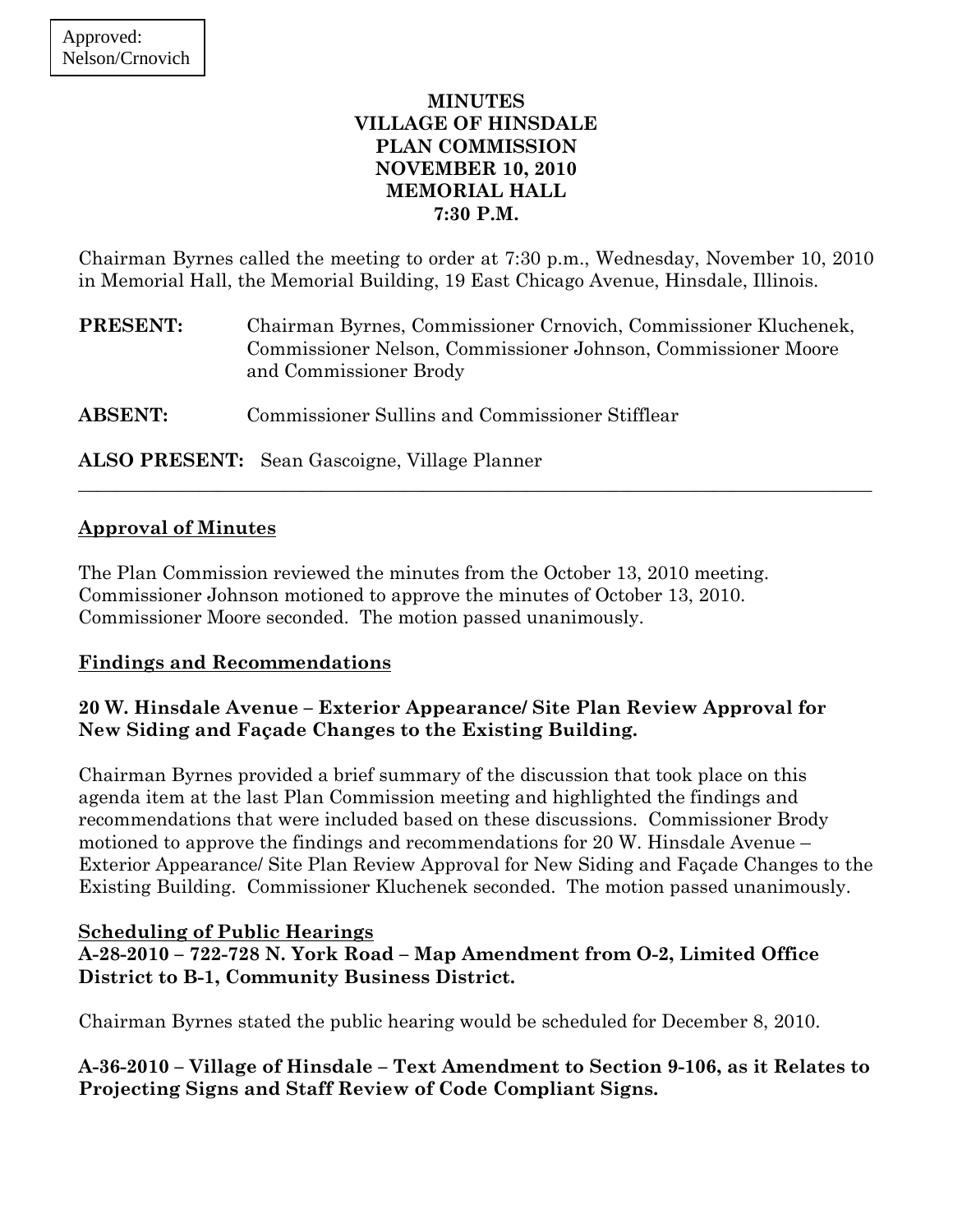Approved: Nelson/Crnovich

# MINUTES
# VILLAGE OF HINSDALE
# PLAN COMMISSION
# NOVEMBER 10, 2010
# MEMORIAL HALL
# 7:30 P.M.

Chairman Byrnes called the meeting to order at 7:30 p.m., Wednesday, November 10, 2010 in Memorial Hall, the Memorial Building, 19 East Chicago Avenue, Hinsdale, Illinois.

**PRESENT:** Chairman Byrnes, Commissioner Crnovich, Commissioner Kluchenek, Commissioner Nelson, Commissioner Johnson, Commissioner Moore and Commissioner Brody

**ABSENT:** Commissioner Sullins and Commissioner Stifflear

**ALSO PRESENT:** Sean Gascoigne, Village Planner

---

## Approval of Minutes

The Plan Commission reviewed the minutes from the October 13, 2010 meeting. Commissioner Johnson motioned to approve the minutes of October 13, 2010. Commissioner Moore seconded. The motion passed unanimously.

## Findings and Recommendations

### 20 W. Hinsdale Avenue – Exterior Appearance/ Site Plan Review Approval for New Siding and Façade Changes to the Existing Building.

Chairman Byrnes provided a brief summary of the discussion that took place on this agenda item at the last Plan Commission meeting and highlighted the findings and recommendations that were included based on these discussions. Commissioner Brody motioned to approve the findings and recommendations for 20 W. Hinsdale Avenue – Exterior Appearance/ Site Plan Review Approval for New Siding and Façade Changes to the Existing Building. Commissioner Kluchenek seconded. The motion passed unanimously.

## Scheduling of Public Hearings

### A-28-2010 – 722-728 N. York Road – Map Amendment from O-2, Limited Office District to B-1, Community Business District.

Chairman Byrnes stated the public hearing would be scheduled for December 8, 2010.

### A-36-2010 – Village of Hinsdale – Text Amendment to Section 9-106, as it Relates to Projecting Signs and Staff Review of Code Compliant Signs.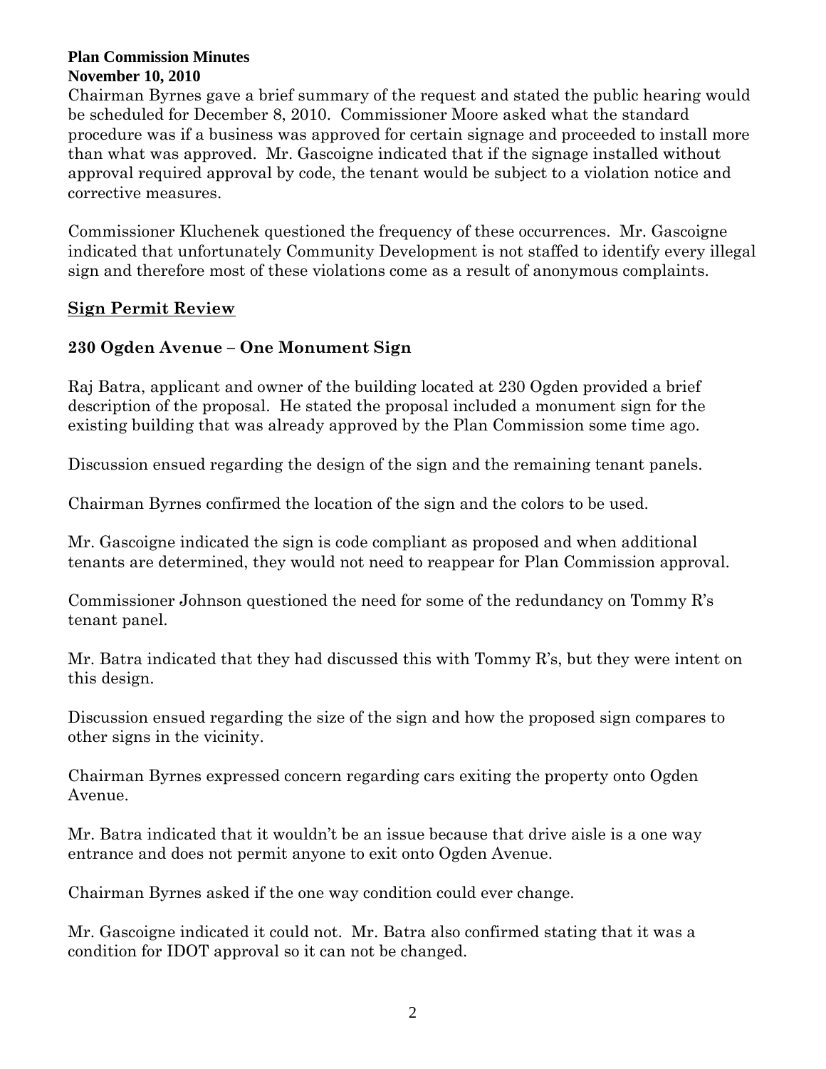Chairman Byrnes gave a brief summary of the request and stated the public hearing would be scheduled for December 8, 2010. Commissioner Moore asked what the standard procedure was if a business was approved for certain signage and proceeded to install more than what was approved. Mr. Gascoigne indicated that if the signage installed without approval required approval by code, the tenant would be subject to a violation notice and corrective measures.

Commissioner Kluchenek questioned the frequency of these occurrences. Mr. Gascoigne indicated that unfortunately Community Development is not staffed to identify every illegal sign and therefore most of these violations come as a result of anonymous complaints.

## Sign Permit Review

### 230 Ogden Avenue – One Monument Sign

Raj Batra, applicant and owner of the building located at 230 Ogden provided a brief description of the proposal. He stated the proposal included a monument sign for the existing building that was already approved by the Plan Commission some time ago.

Discussion ensued regarding the design of the sign and the remaining tenant panels.

Chairman Byrnes confirmed the location of the sign and the colors to be used.

Mr. Gascoigne indicated the sign is code compliant as proposed and when additional tenants are determined, they would not need to reappear for Plan Commission approval.

Commissioner Johnson questioned the need for some of the redundancy on Tommy R's tenant panel.

Mr. Batra indicated that they had discussed this with Tommy R's, but they were intent on this design.

Discussion ensued regarding the size of the sign and how the proposed sign compares to other signs in the vicinity.

Chairman Byrnes expressed concern regarding cars exiting the property onto Ogden Avenue.

Mr. Batra indicated that it wouldn't be an issue because that drive aisle is a one way entrance and does not permit anyone to exit onto Ogden Avenue.

Chairman Byrnes asked if the one way condition could ever change.

Mr. Gascoigne indicated it could not. Mr. Batra also confirmed stating that it was a condition for IDOT approval so it can not be changed.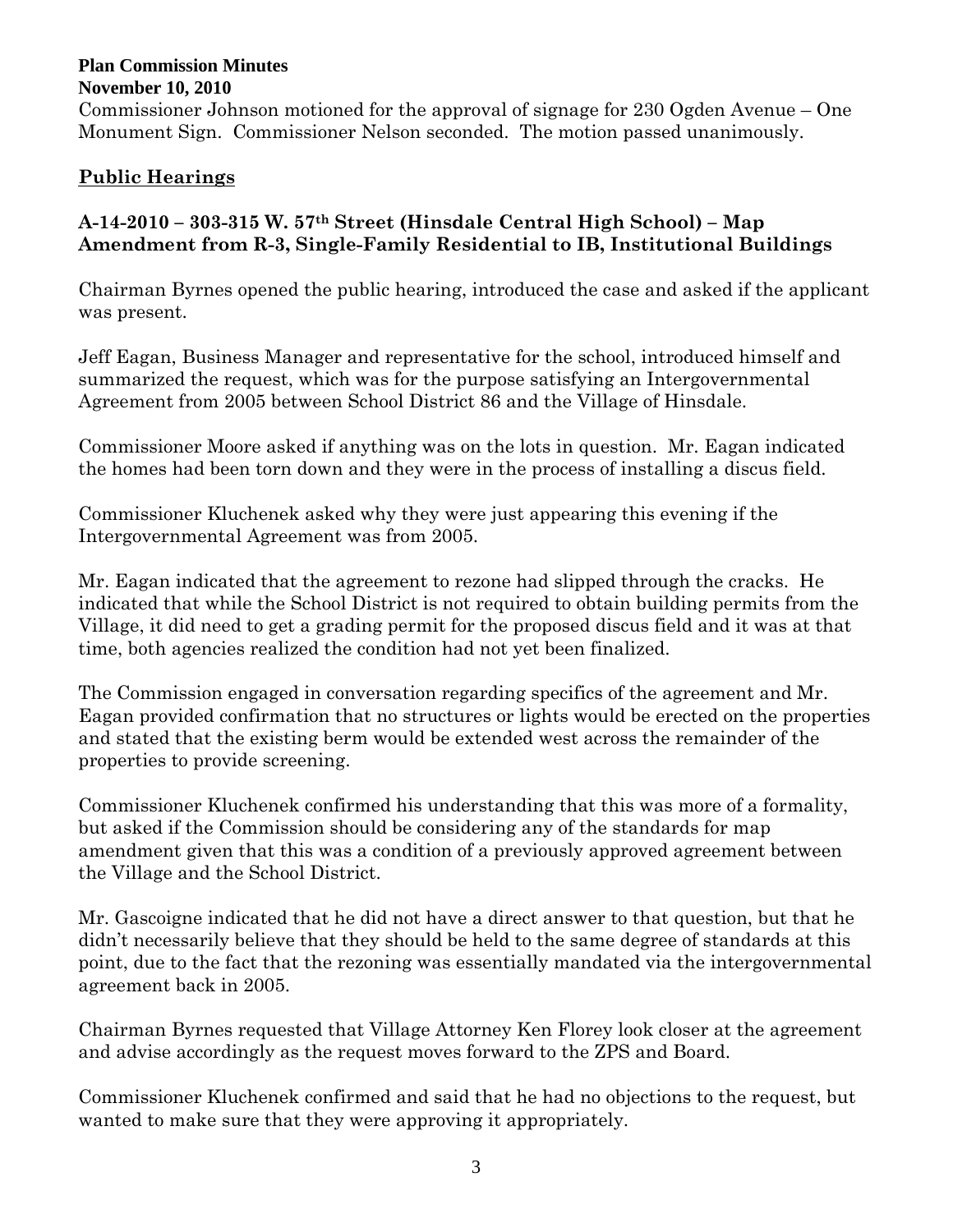Commissioner Johnson motioned for the approval of signage for 230 Ogden Avenue – One Monument Sign. Commissioner Nelson seconded. The motion passed unanimously.

## Public Hearings

### A-14-2010 – 303-315 W. 57th Street (Hinsdale Central High School) – Map Amendment from R-3, Single-Family Residential to IB, Institutional Buildings

Chairman Byrnes opened the public hearing, introduced the case and asked if the applicant was present.

Jeff Eagan, Business Manager and representative for the school, introduced himself and summarized the request, which was for the purpose satisfying an Intergovernmental Agreement from 2005 between School District 86 and the Village of Hinsdale.

Commissioner Moore asked if anything was on the lots in question. Mr. Eagan indicated the homes had been torn down and they were in the process of installing a discus field.

Commissioner Kluchenek asked why they were just appearing this evening if the Intergovernmental Agreement was from 2005.

Mr. Eagan indicated that the agreement to rezone had slipped through the cracks. He indicated that while the School District is not required to obtain building permits from the Village, it did need to get a grading permit for the proposed discus field and it was at that time, both agencies realized the condition had not yet been finalized.

The Commission engaged in conversation regarding specifics of the agreement and Mr. Eagan provided confirmation that no structures or lights would be erected on the properties and stated that the existing berm would be extended west across the remainder of the properties to provide screening.

Commissioner Kluchenek confirmed his understanding that this was more of a formality, but asked if the Commission should be considering any of the standards for map amendment given that this was a condition of a previously approved agreement between the Village and the School District.

Mr. Gascoigne indicated that he did not have a direct answer to that question, but that he didn't necessarily believe that they should be held to the same degree of standards at this point, due to the fact that the rezoning was essentially mandated via the intergovernmental agreement back in 2005.

Chairman Byrnes requested that Village Attorney Ken Florey look closer at the agreement and advise accordingly as the request moves forward to the ZPS and Board.

Commissioner Kluchenek confirmed and said that he had no objections to the request, but wanted to make sure that they were approving it appropriately.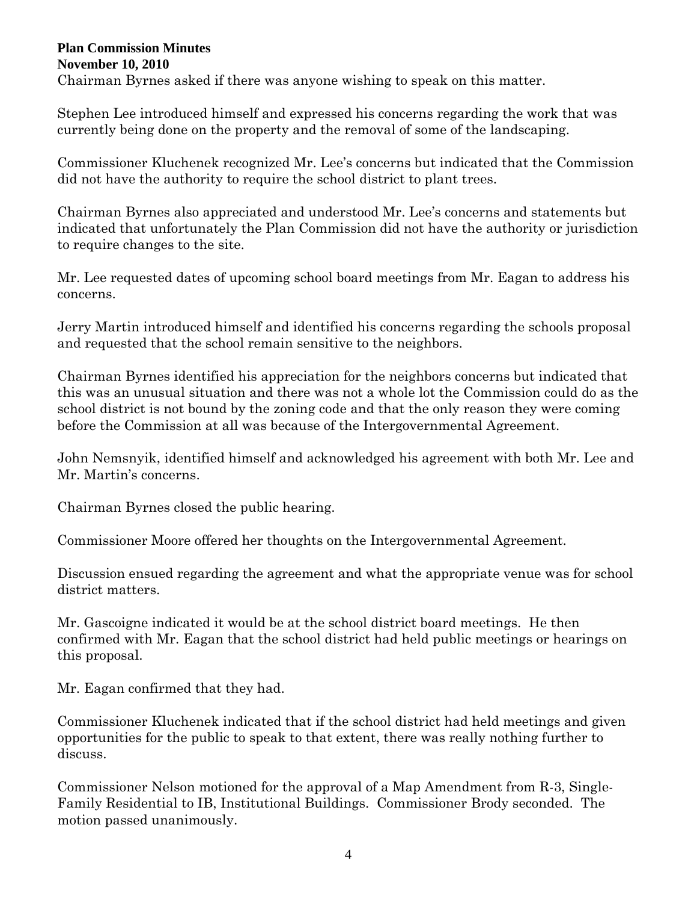Chairman Byrnes asked if there was anyone wishing to speak on this matter.

Stephen Lee introduced himself and expressed his concerns regarding the work that was currently being done on the property and the removal of some of the landscaping.

Commissioner Kluchenek recognized Mr. Lee's concerns but indicated that the Commission did not have the authority to require the school district to plant trees.

Chairman Byrnes also appreciated and understood Mr. Lee's concerns and statements but indicated that unfortunately the Plan Commission did not have the authority or jurisdiction to require changes to the site.

Mr. Lee requested dates of upcoming school board meetings from Mr. Eagan to address his concerns.

Jerry Martin introduced himself and identified his concerns regarding the schools proposal and requested that the school remain sensitive to the neighbors.

Chairman Byrnes identified his appreciation for the neighbors concerns but indicated that this was an unusual situation and there was not a whole lot the Commission could do as the school district is not bound by the zoning code and that the only reason they were coming before the Commission at all was because of the Intergovernmental Agreement.

John Nemsnyik, identified himself and acknowledged his agreement with both Mr. Lee and Mr. Martin's concerns.

Chairman Byrnes closed the public hearing.

Commissioner Moore offered her thoughts on the Intergovernmental Agreement.

Discussion ensued regarding the agreement and what the appropriate venue was for school district matters.

Mr. Gascoigne indicated it would be at the school district board meetings. He then confirmed with Mr. Eagan that the school district had held public meetings or hearings on this proposal.

Mr. Eagan confirmed that they had.

Commissioner Kluchenek indicated that if the school district had held meetings and given opportunities for the public to speak to that extent, there was really nothing further to discuss.

Commissioner Nelson motioned for the approval of a Map Amendment from R-3, Single-Family Residential to IB, Institutional Buildings. Commissioner Brody seconded. The motion passed unanimously.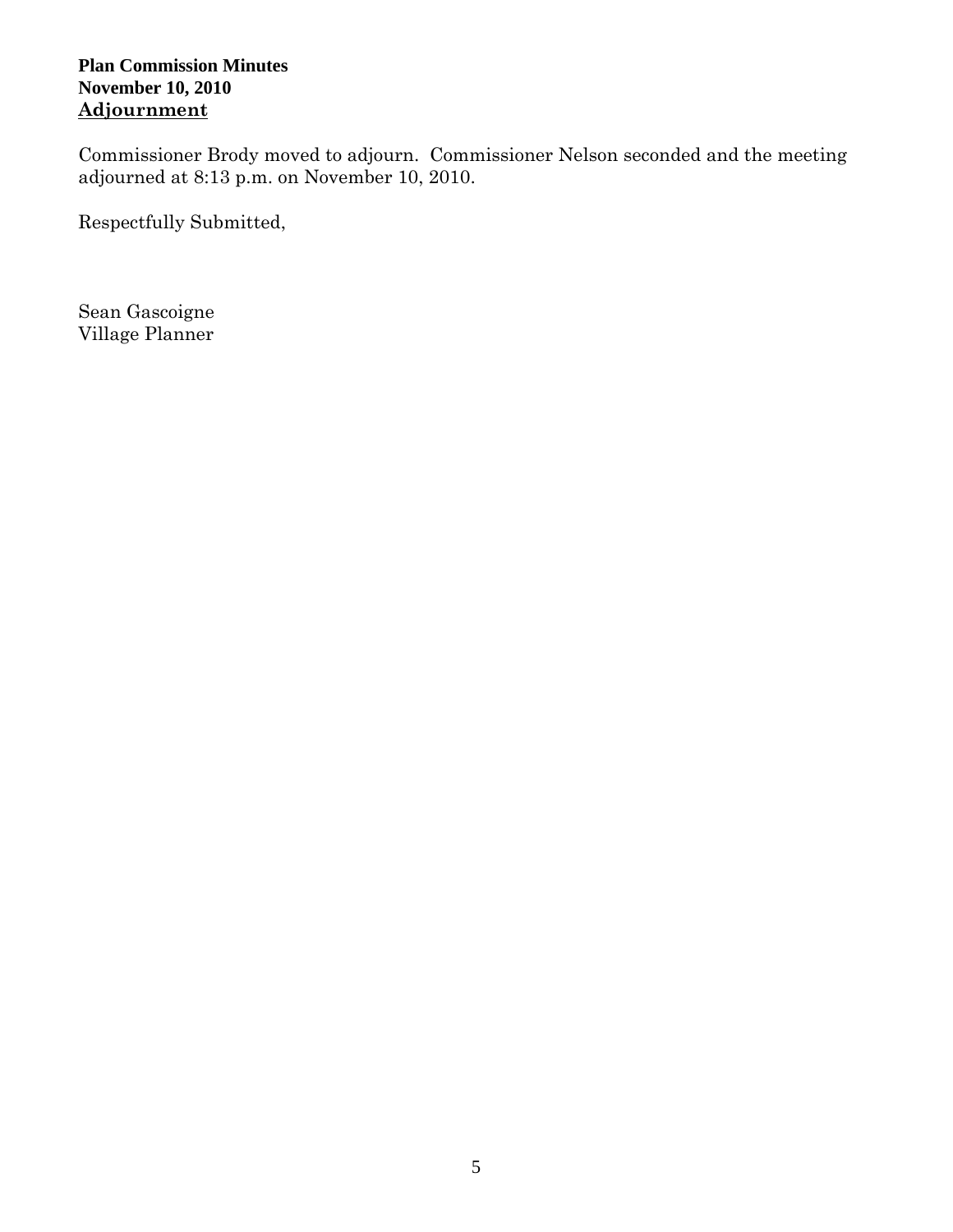**Plan Commission Minutes**
**November 10, 2010**

## Adjournment

Commissioner Brody moved to adjourn. Commissioner Nelson seconded and the meeting adjourned at 8:13 p.m. on November 10, 2010.

Respectfully Submitted,

Sean Gascoigne
Village Planner